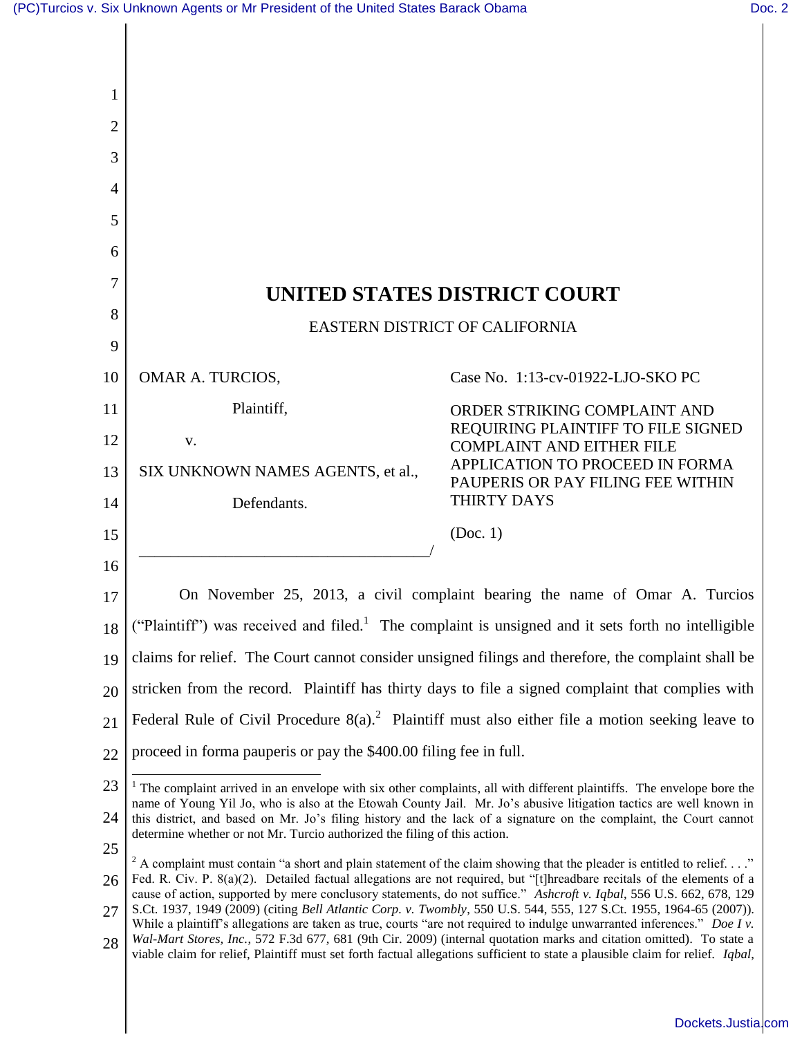# UNITED STATES DISTRICT COURT

EASTERN DISTRICT OF CALIFORNIA

OMAR A. TURCIOS,

Plaintiff,

v.

SIX UNKNOWN NAMES AGENTS, et al.,

Defendants.

Case No. 1:13-cv-01922-LJO-SKO PC

ORDER STRIKING COMPLAINT AND REQUIRING PLAINTIFF TO FILE SIGNED COMPLAINT AND EITHER FILE APPLICATION TO PROCEED IN FORMA PAUPERIS OR PAY FILING FEE WITHIN THIRTY DAYS

(Doc. 1)

On November 25, 2013, a civil complaint bearing the name of Omar A. Turcios ("Plaintiff") was received and filed.[1] The complaint is unsigned and it sets forth no intelligible claims for relief. The Court cannot consider unsigned filings and therefore, the complaint shall be stricken from the record. Plaintiff has thirty days to file a signed complaint that complies with Federal Rule of Civil Procedure 8(a).[2] Plaintiff must also either file a motion seeking leave to proceed in forma pauperis or pay the $400.00 filing fee in full.

---

[1] The complaint arrived in an envelope with six other complaints, all with different plaintiffs. The envelope bore the name of Young Yil Jo, who is also at the Etowah County Jail. Mr. Jo's abusive litigation tactics are well known in this district, and based on Mr. Jo's filing history and the lack of a signature on the complaint, the Court cannot determine whether or not Mr. Turcio authorized the filing of this action.

[2] A complaint must contain "a short and plain statement of the claim showing that the pleader is entitled to relief. . . ." Fed. R. Civ. P. 8(a)(2). Detailed factual allegations are not required, but "[t]hreadbare recitals of the elements of a cause of action, supported by mere conclusory statements, do not suffice." *Ashcroft v. Iqbal*, 556 U.S. 662, 678, 129 S.Ct. 1937, 1949 (2009) (citing *Bell Atlantic Corp. v. Twombly*, 550 U.S. 544, 555, 127 S.Ct. 1955, 1964-65 (2007)). While a plaintiff's allegations are taken as true, courts "are not required to indulge unwarranted inferences." *Doe I v. Wal-Mart Stores, Inc.*, 572 F.3d 677, 681 (9th Cir. 2009) (internal quotation marks and citation omitted). To state a viable claim for relief, Plaintiff must set forth factual allegations sufficient to state a plausible claim for relief. *Iqbal*,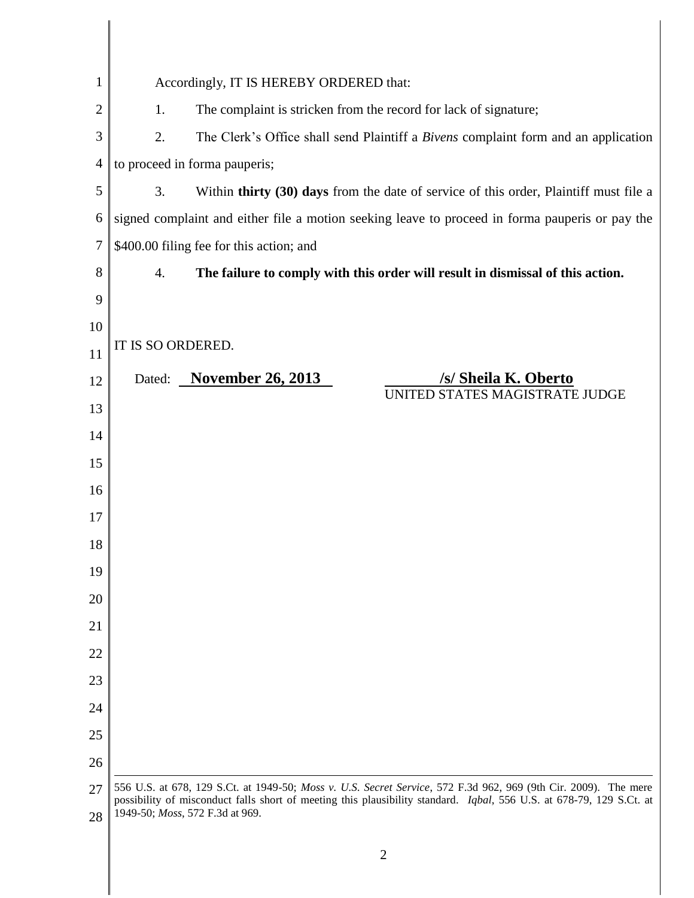Accordingly, IT IS HEREBY ORDERED that:

1. The complaint is stricken from the record for lack of signature;

2. The Clerk's Office shall send Plaintiff a *Bivens* complaint form and an application to proceed in forma pauperis;

3. Within **thirty (30) days** from the date of service of this order, Plaintiff must file a signed complaint and either file a motion seeking leave to proceed in forma pauperis or pay the $400.00 filing fee for this action; and

4. **The failure to comply with this order will result in dismissal of this action.**

IT IS SO ORDERED.

Dated: **November 26, 2013**

**/s/ Sheila K. Oberto**
UNITED STATES MAGISTRATE JUDGE

---

556 U.S. at 678, 129 S.Ct. at 1949-50; *Moss v. U.S. Secret Service*, 572 F.3d 962, 969 (9th Cir. 2009). The mere possibility of misconduct falls short of meeting this plausibility standard. *Iqbal*, 556 U.S. at 678-79, 129 S.Ct. at 1949-50; *Moss*, 572 F.3d at 969.